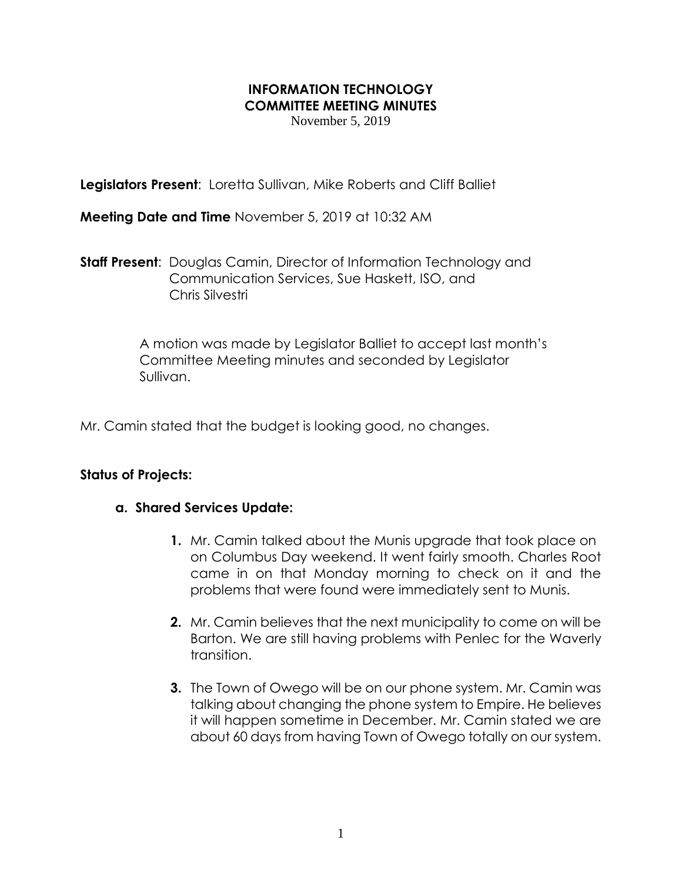**INFORMATION TECHNOLOGY**
**COMMITTEE MEETING MINUTES**
November 5, 2019

**Legislators Present**: Loretta Sullivan, Mike Roberts and Cliff Balliet

**Meeting Date and Time** November 5, 2019 at 10:32 AM

**Staff Present**: Douglas Camin, Director of Information Technology and Communication Services, Sue Haskett, ISO, and Chris Silvestri

A motion was made by Legislator Balliet to accept last month's Committee Meeting minutes and seconded by Legislator Sullivan.

Mr. Camin stated that the budget is looking good, no changes.

**Status of Projects:**

**a. Shared Services Update:**

1. Mr. Camin talked about the Munis upgrade that took place on on Columbus Day weekend. It went fairly smooth. Charles Root came in on that Monday morning to check on it and the problems that were found were immediately sent to Munis.

2. Mr. Camin believes that the next municipality to come on will be Barton. We are still having problems with Penlec for the Waverly transition.

3. The Town of Owego will be on our phone system. Mr. Camin was talking about changing the phone system to Empire. He believes it will happen sometime in December. Mr. Camin stated we are about 60 days from having Town of Owego totally on our system.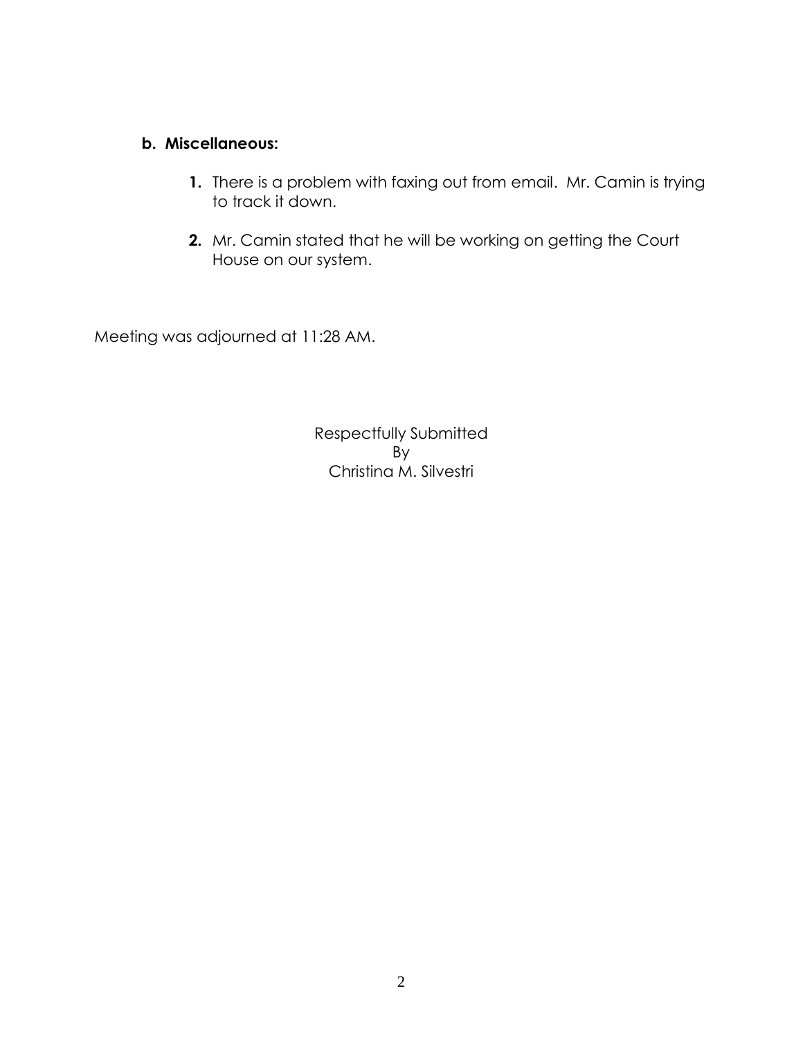**b. Miscellaneous:**

1. There is a problem with faxing out from email. Mr. Camin is trying to track it down.

2. Mr. Camin stated that he will be working on getting the Court House on our system.

Meeting was adjourned at 11:28 AM.

Respectfully Submitted
By
Christina M. Silvestri